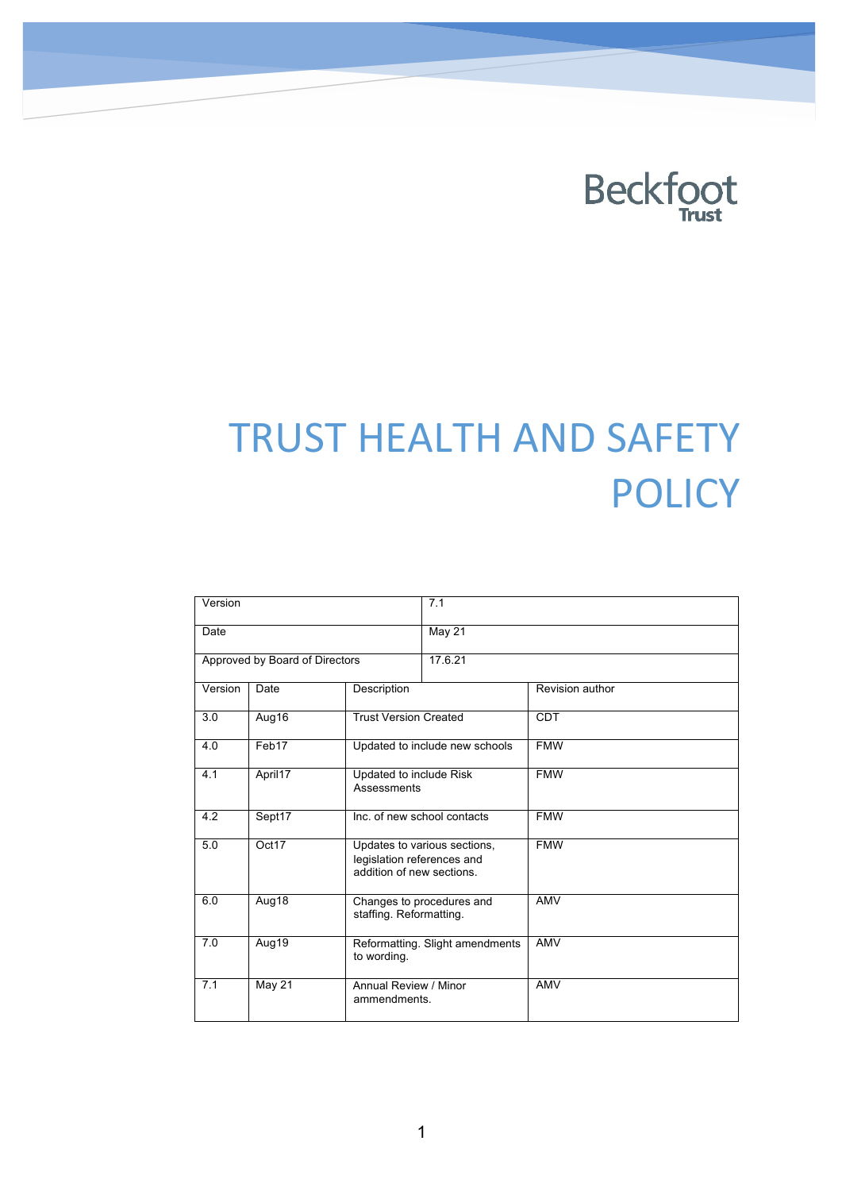Beckfoot Trust

# TRUST HEALTH AND SAFETY POLICY

| Version | | 7.1 | |
|---|---|---|---|
| Date | | May 21 | |
| Approved by Board of Directors | | 17.6.21 | |

| Version | Date | Description | Revision author |
|---|---|---|---|
| 3.0 | Aug16 | Trust Version Created | CDT |
| 4.0 | Feb17 | Updated to include new schools | FMW |
| 4.1 | April17 | Updated to include Risk Assessments | FMW |
| 4.2 | Sept17 | Inc. of new school contacts | FMW |
| 5.0 | Oct17 | Updates to various sections, legislation references and addition of new sections. | FMW |
| 6.0 | Aug18 | Changes to procedures and staffing. Reformatting. | AMV |
| 7.0 | Aug19 | Reformatting. Slight amendments to wording. | AMV |
| 7.1 | May 21 | Annual Review / Minor ammendments. | AMV |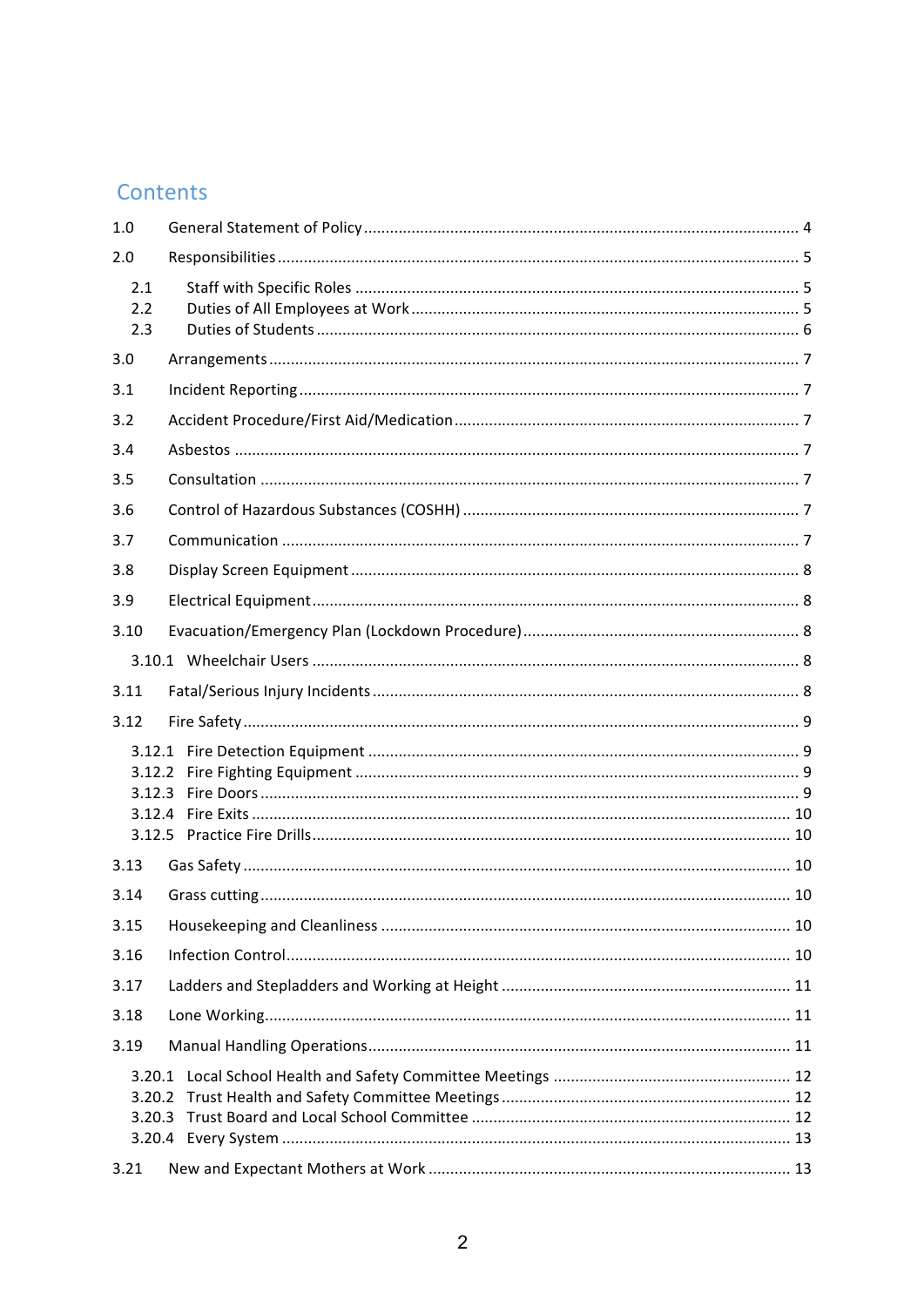# Contents

1.0 General Statement of Policy ..... 4

2.0 Responsibilities ..... 5

- 2.1 Staff with Specific Roles ..... 5
- 2.2 Duties of All Employees at Work ..... 5
- 2.3 Duties of Students ..... 6

3.0 Arrangements ..... 7

3.1 Incident Reporting ..... 7

3.2 Accident Procedure/First Aid/Medication ..... 7

3.4 Asbestos ..... 7

3.5 Consultation ..... 7

3.6 Control of Hazardous Substances (COSHH) ..... 7

3.7 Communication ..... 7

3.8 Display Screen Equipment ..... 8

3.9 Electrical Equipment ..... 8

3.10 Evacuation/Emergency Plan (Lockdown Procedure) ..... 8

- 3.10.1 Wheelchair Users ..... 8

3.11 Fatal/Serious Injury Incidents ..... 8

3.12 Fire Safety ..... 9

- 3.12.1 Fire Detection Equipment ..... 9
- 3.12.2 Fire Fighting Equipment ..... 9
- 3.12.3 Fire Doors ..... 9
- 3.12.4 Fire Exits ..... 10
- 3.12.5 Practice Fire Drills ..... 10

3.13 Gas Safety ..... 10

3.14 Grass cutting ..... 10

3.15 Housekeeping and Cleanliness ..... 10

3.16 Infection Control ..... 10

3.17 Ladders and Stepladders and Working at Height ..... 11

3.18 Lone Working ..... 11

3.19 Manual Handling Operations ..... 11

- 3.20.1 Local School Health and Safety Committee Meetings ..... 12
- 3.20.2 Trust Health and Safety Committee Meetings ..... 12
- 3.20.3 Trust Board and Local School Committee ..... 12
- 3.20.4 Every System ..... 13

3.21 New and Expectant Mothers at Work ..... 13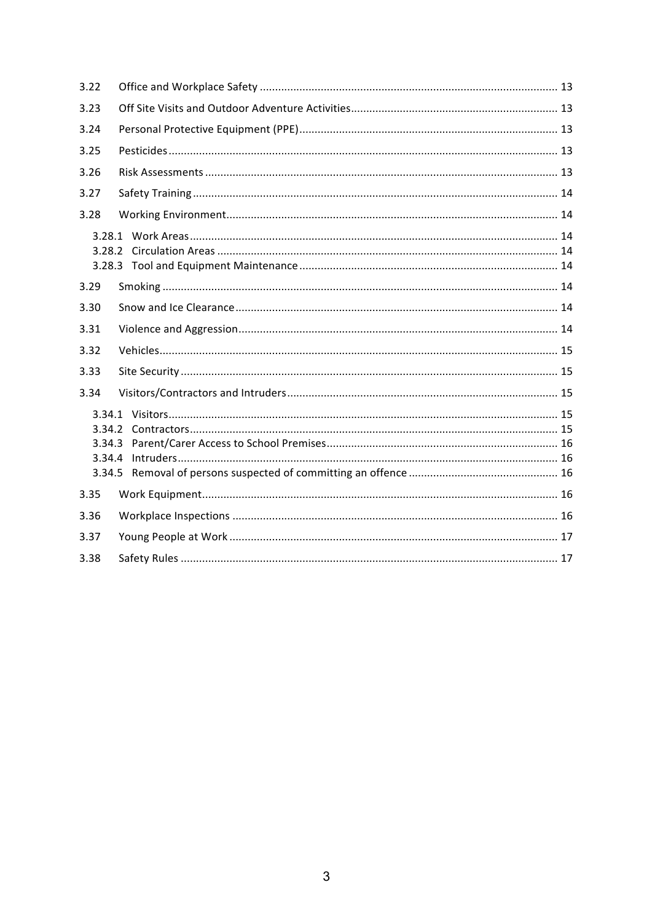| | | |
|---|---|---|
| 3.22 | Office and Workplace Safety | 13 |
| 3.23 | Off Site Visits and Outdoor Adventure Activities | 13 |
| 3.24 | Personal Protective Equipment (PPE) | 13 |
| 3.25 | Pesticides | 13 |
| 3.26 | Risk Assessments | 13 |
| 3.27 | Safety Training | 14 |
| 3.28 | Working Environment | 14 |
| 3.28.1 | Work Areas | 14 |
| 3.28.2 | Circulation Areas | 14 |
| 3.28.3 | Tool and Equipment Maintenance | 14 |
| 3.29 | Smoking | 14 |
| 3.30 | Snow and Ice Clearance | 14 |
| 3.31 | Violence and Aggression | 14 |
| 3.32 | Vehicles | 15 |
| 3.33 | Site Security | 15 |
| 3.34 | Visitors/Contractors and Intruders | 15 |
| 3.34.1 | Visitors | 15 |
| 3.34.2 | Contractors | 15 |
| 3.34.3 | Parent/Carer Access to School Premises | 16 |
| 3.34.4 | Intruders | 16 |
| 3.34.5 | Removal of persons suspected of committing an offence | 16 |
| 3.35 | Work Equipment | 16 |
| 3.36 | Workplace Inspections | 16 |
| 3.37 | Young People at Work | 17 |
| 3.38 | Safety Rules | 17 |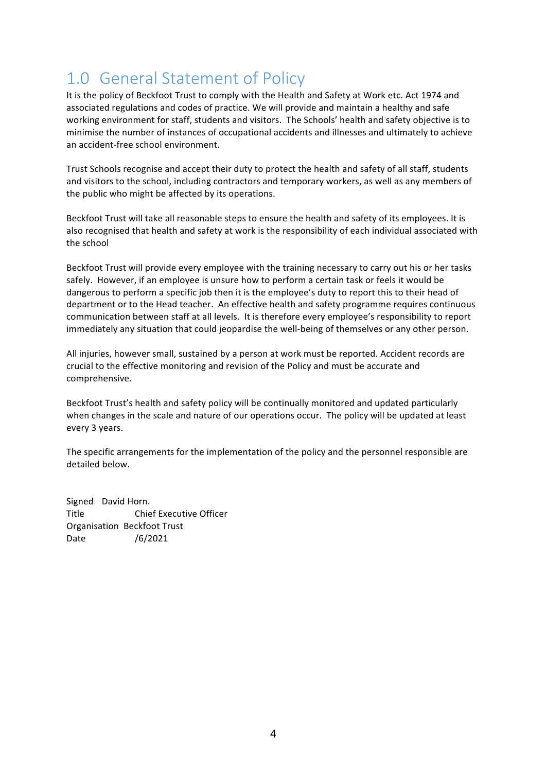# 1.0 General Statement of Policy

It is the policy of Beckfoot Trust to comply with the Health and Safety at Work etc. Act 1974 and associated regulations and codes of practice. We will provide and maintain a healthy and safe working environment for staff, students and visitors. The Schools' health and safety objective is to minimise the number of instances of occupational accidents and illnesses and ultimately to achieve an accident-free school environment.

Trust Schools recognise and accept their duty to protect the health and safety of all staff, students and visitors to the school, including contractors and temporary workers, as well as any members of the public who might be affected by its operations.

Beckfoot Trust will take all reasonable steps to ensure the health and safety of its employees. It is also recognised that health and safety at work is the responsibility of each individual associated with the school

Beckfoot Trust will provide every employee with the training necessary to carry out his or her tasks safely. However, if an employee is unsure how to perform a certain task or feels it would be dangerous to perform a specific job then it is the employee's duty to report this to their head of department or to the Head teacher. An effective health and safety programme requires continuous communication between staff at all levels. It is therefore every employee's responsibility to report immediately any situation that could jeopardise the well-being of themselves or any other person.

All injuries, however small, sustained by a person at work must be reported. Accident records are crucial to the effective monitoring and revision of the Policy and must be accurate and comprehensive.

Beckfoot Trust's health and safety policy will be continually monitored and updated particularly when changes in the scale and nature of our operations occur. The policy will be updated at least every 3 years.

The specific arrangements for the implementation of the policy and the personnel responsible are detailed below.

Signed David Horn.
Title Chief Executive Officer
Organisation Beckfoot Trust
Date /6/2021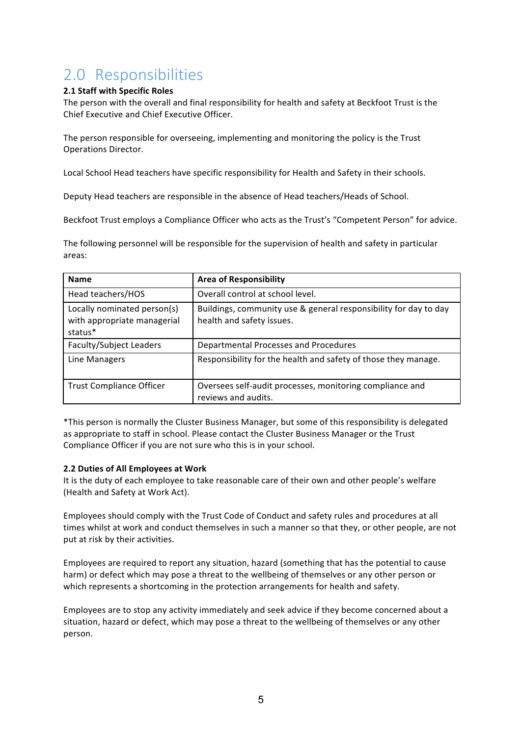# 2.0 Responsibilities

**2.1 Staff with Specific Roles**

The person with the overall and final responsibility for health and safety at Beckfoot Trust is the Chief Executive and Chief Executive Officer.

The person responsible for overseeing, implementing and monitoring the policy is the Trust Operations Director.

Local School Head teachers have specific responsibility for Health and Safety in their schools.

Deputy Head teachers are responsible in the absence of Head teachers/Heads of School.

Beckfoot Trust employs a Compliance Officer who acts as the Trust's "Competent Person" for advice.

The following personnel will be responsible for the supervision of health and safety in particular areas:

| Name | Area of Responsibility |
|---|---|
| Head teachers/HOS | Overall control at school level. |
| Locally nominated person(s) with appropriate managerial status* | Buildings, community use & general responsibility for day to day health and safety issues. |
| Faculty/Subject Leaders | Departmental Processes and Procedures |
| Line Managers | Responsibility for the health and safety of those they manage. |
| Trust Compliance Officer | Oversees self-audit processes, monitoring compliance and reviews and audits. |

*This person is normally the Cluster Business Manager, but some of this responsibility is delegated as appropriate to staff in school. Please contact the Cluster Business Manager or the Trust Compliance Officer if you are not sure who this is in your school.

**2.2 Duties of All Employees at Work**

It is the duty of each employee to take reasonable care of their own and other people's welfare (Health and Safety at Work Act).

Employees should comply with the Trust Code of Conduct and safety rules and procedures at all times whilst at work and conduct themselves in such a manner so that they, or other people, are not put at risk by their activities.

Employees are required to report any situation, hazard (something that has the potential to cause harm) or defect which may pose a threat to the wellbeing of themselves or any other person or which represents a shortcoming in the protection arrangements for health and safety.

Employees are to stop any activity immediately and seek advice if they become concerned about a situation, hazard or defect, which may pose a threat to the wellbeing of themselves or any other person.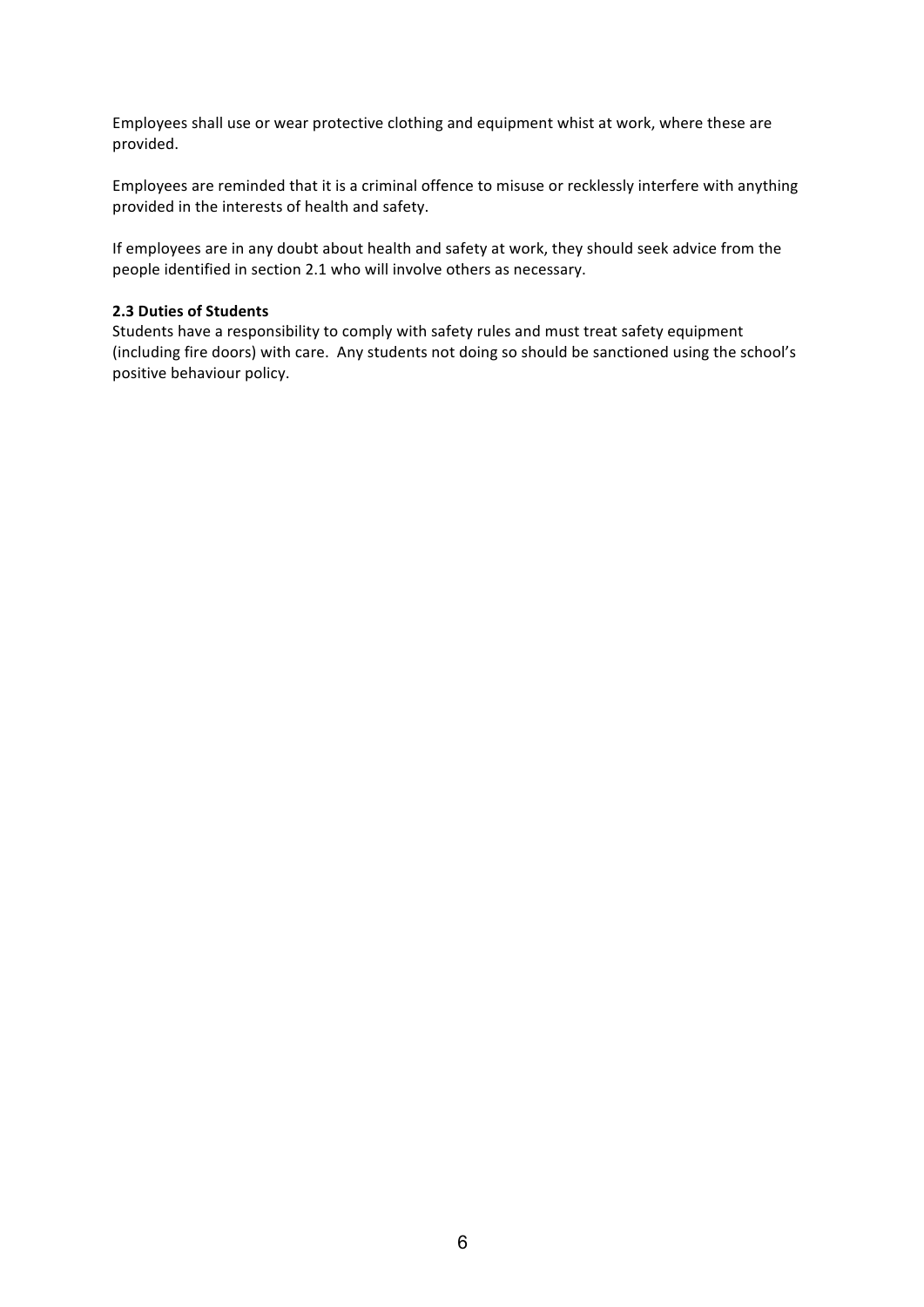Employees shall use or wear protective clothing and equipment whist at work, where these are provided.

Employees are reminded that it is a criminal offence to misuse or recklessly interfere with anything provided in the interests of health and safety.

If employees are in any doubt about health and safety at work, they should seek advice from the people identified in section 2.1 who will involve others as necessary.

**2.3 Duties of Students**

Students have a responsibility to comply with safety rules and must treat safety equipment (including fire doors) with care. Any students not doing so should be sanctioned using the school's positive behaviour policy.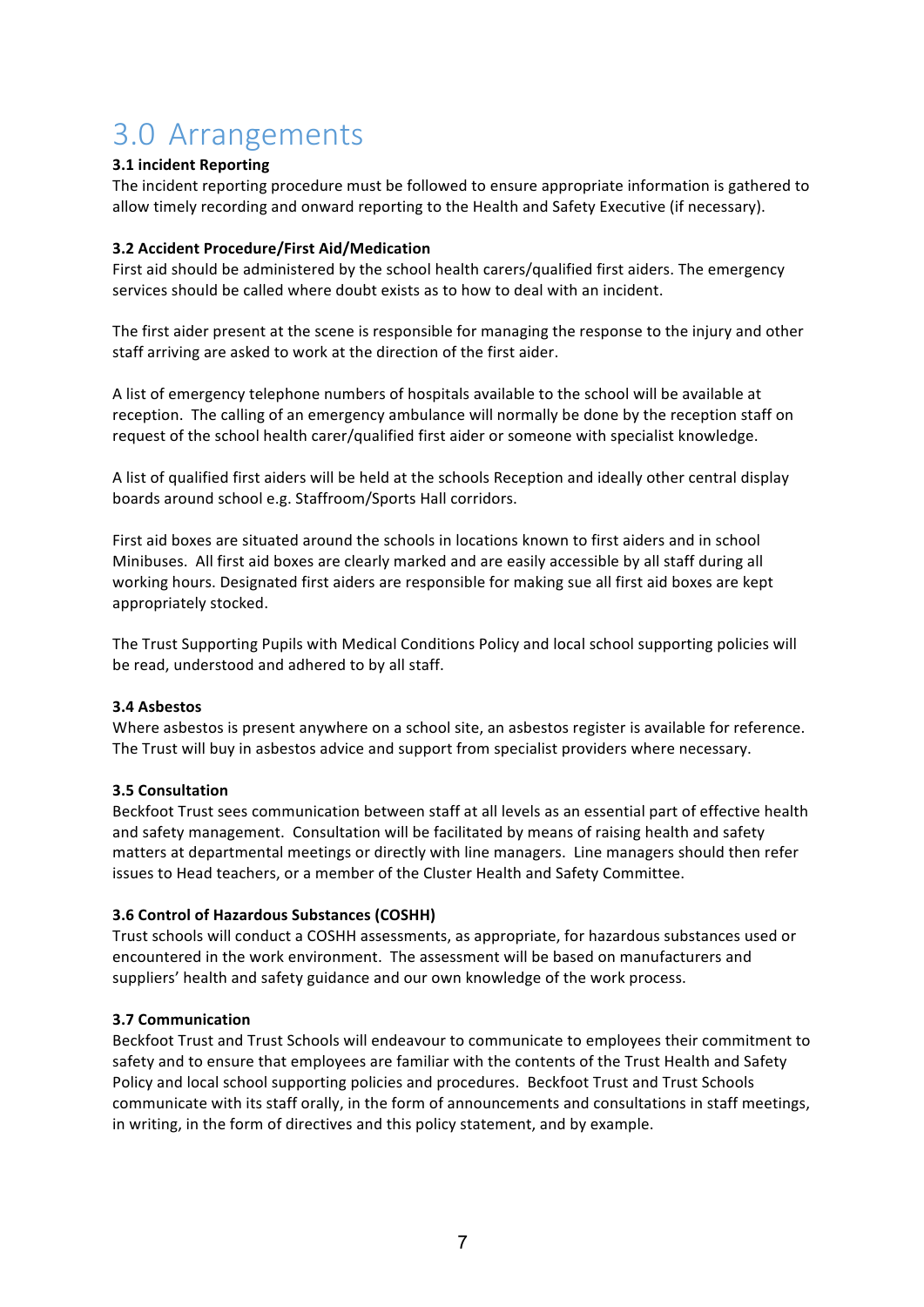# 3.0 Arrangements

**3.1 incident Reporting**

The incident reporting procedure must be followed to ensure appropriate information is gathered to allow timely recording and onward reporting to the Health and Safety Executive (if necessary).

**3.2 Accident Procedure/First Aid/Medication**

First aid should be administered by the school health carers/qualified first aiders. The emergency services should be called where doubt exists as to how to deal with an incident.

The first aider present at the scene is responsible for managing the response to the injury and other staff arriving are asked to work at the direction of the first aider.

A list of emergency telephone numbers of hospitals available to the school will be available at reception. The calling of an emergency ambulance will normally be done by the reception staff on request of the school health carer/qualified first aider or someone with specialist knowledge.

A list of qualified first aiders will be held at the schools Reception and ideally other central display boards around school e.g. Staffroom/Sports Hall corridors.

First aid boxes are situated around the schools in locations known to first aiders and in school Minibuses. All first aid boxes are clearly marked and are easily accessible by all staff during all working hours. Designated first aiders are responsible for making sue all first aid boxes are kept appropriately stocked.

The Trust Supporting Pupils with Medical Conditions Policy and local school supporting policies will be read, understood and adhered to by all staff.

**3.4 Asbestos**

Where asbestos is present anywhere on a school site, an asbestos register is available for reference. The Trust will buy in asbestos advice and support from specialist providers where necessary.

**3.5 Consultation**

Beckfoot Trust sees communication between staff at all levels as an essential part of effective health and safety management. Consultation will be facilitated by means of raising health and safety matters at departmental meetings or directly with line managers. Line managers should then refer issues to Head teachers, or a member of the Cluster Health and Safety Committee.

**3.6 Control of Hazardous Substances (COSHH)**

Trust schools will conduct a COSHH assessments, as appropriate, for hazardous substances used or encountered in the work environment. The assessment will be based on manufacturers and suppliers' health and safety guidance and our own knowledge of the work process.

**3.7 Communication**

Beckfoot Trust and Trust Schools will endeavour to communicate to employees their commitment to safety and to ensure that employees are familiar with the contents of the Trust Health and Safety Policy and local school supporting policies and procedures. Beckfoot Trust and Trust Schools communicate with its staff orally, in the form of announcements and consultations in staff meetings, in writing, in the form of directives and this policy statement, and by example.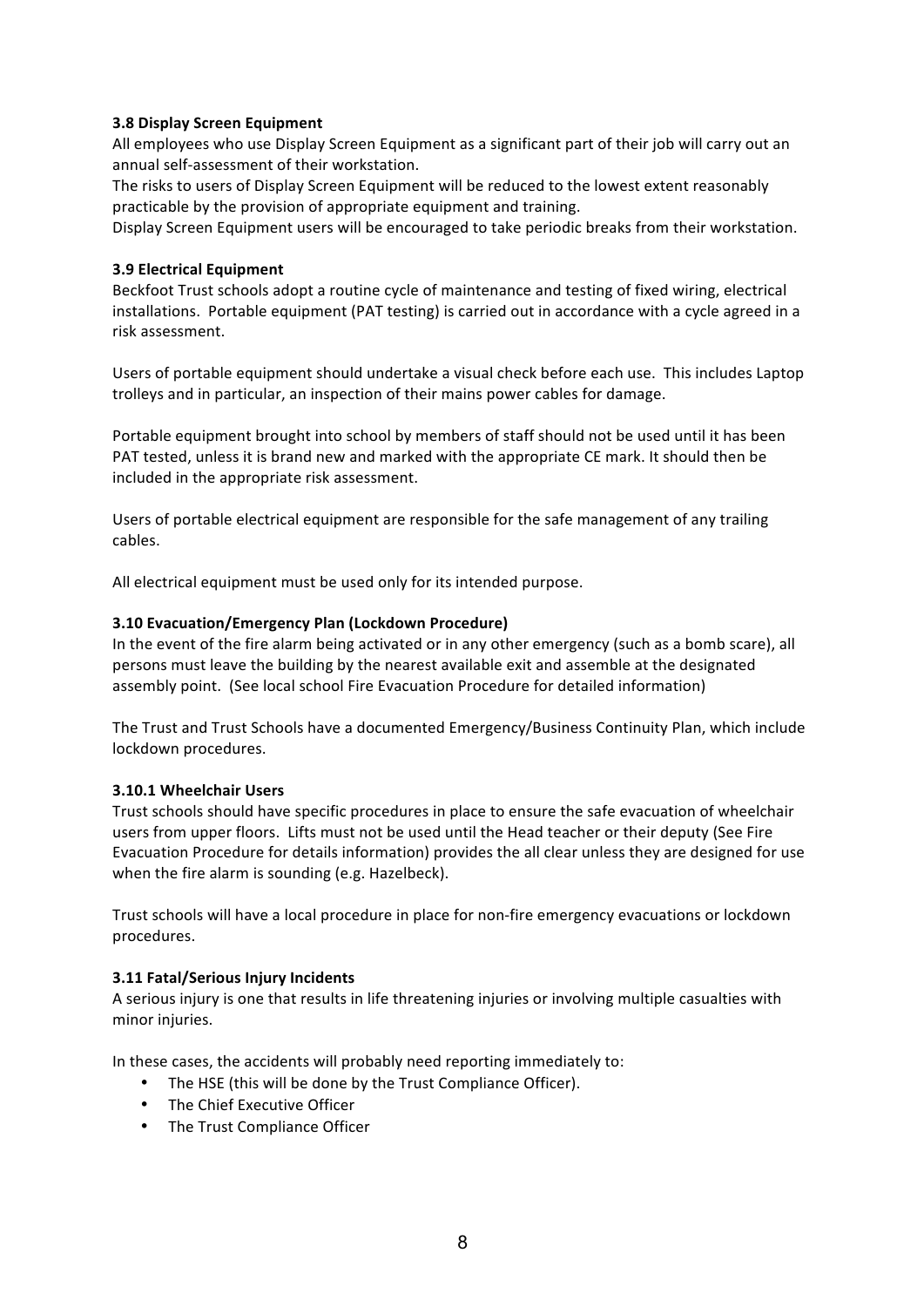### 3.8 Display Screen Equipment

All employees who use Display Screen Equipment as a significant part of their job will carry out an annual self-assessment of their workstation.

The risks to users of Display Screen Equipment will be reduced to the lowest extent reasonably practicable by the provision of appropriate equipment and training.

Display Screen Equipment users will be encouraged to take periodic breaks from their workstation.

### 3.9 Electrical Equipment

Beckfoot Trust schools adopt a routine cycle of maintenance and testing of fixed wiring, electrical installations. Portable equipment (PAT testing) is carried out in accordance with a cycle agreed in a risk assessment.

Users of portable equipment should undertake a visual check before each use. This includes Laptop trolleys and in particular, an inspection of their mains power cables for damage.

Portable equipment brought into school by members of staff should not be used until it has been PAT tested, unless it is brand new and marked with the appropriate CE mark. It should then be included in the appropriate risk assessment.

Users of portable electrical equipment are responsible for the safe management of any trailing cables.

All electrical equipment must be used only for its intended purpose.

### 3.10 Evacuation/Emergency Plan (Lockdown Procedure)

In the event of the fire alarm being activated or in any other emergency (such as a bomb scare), all persons must leave the building by the nearest available exit and assemble at the designated assembly point. (See local school Fire Evacuation Procedure for detailed information)

The Trust and Trust Schools have a documented Emergency/Business Continuity Plan, which include lockdown procedures.

#### 3.10.1 Wheelchair Users

Trust schools should have specific procedures in place to ensure the safe evacuation of wheelchair users from upper floors. Lifts must not be used until the Head teacher or their deputy (See Fire Evacuation Procedure for details information) provides the all clear unless they are designed for use when the fire alarm is sounding (e.g. Hazelbeck).

Trust schools will have a local procedure in place for non-fire emergency evacuations or lockdown procedures.

### 3.11 Fatal/Serious Injury Incidents

A serious injury is one that results in life threatening injuries or involving multiple casualties with minor injuries.

In these cases, the accidents will probably need reporting immediately to:

- The HSE (this will be done by the Trust Compliance Officer).
- The Chief Executive Officer
- The Trust Compliance Officer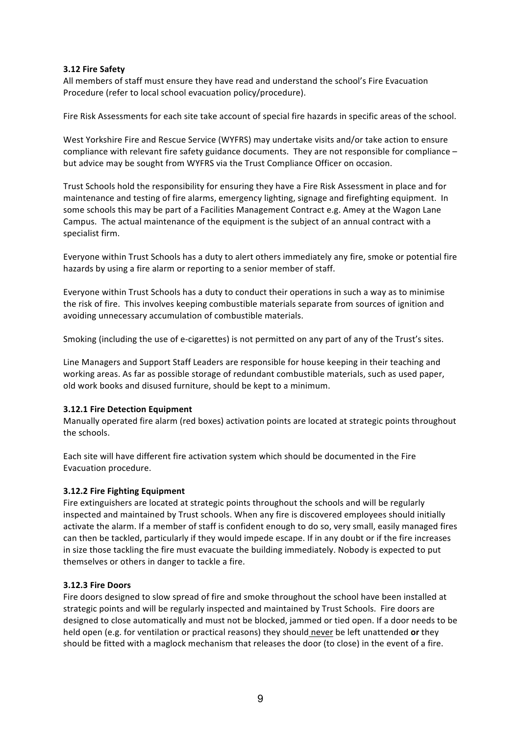**3.12 Fire Safety**

All members of staff must ensure they have read and understand the school's Fire Evacuation Procedure (refer to local school evacuation policy/procedure).

Fire Risk Assessments for each site take account of special fire hazards in specific areas of the school.

West Yorkshire Fire and Rescue Service (WYFRS) may undertake visits and/or take action to ensure compliance with relevant fire safety guidance documents. They are not responsible for compliance – but advice may be sought from WYFRS via the Trust Compliance Officer on occasion.

Trust Schools hold the responsibility for ensuring they have a Fire Risk Assessment in place and for maintenance and testing of fire alarms, emergency lighting, signage and firefighting equipment. In some schools this may be part of a Facilities Management Contract e.g. Amey at the Wagon Lane Campus. The actual maintenance of the equipment is the subject of an annual contract with a specialist firm.

Everyone within Trust Schools has a duty to alert others immediately any fire, smoke or potential fire hazards by using a fire alarm or reporting to a senior member of staff.

Everyone within Trust Schools has a duty to conduct their operations in such a way as to minimise the risk of fire. This involves keeping combustible materials separate from sources of ignition and avoiding unnecessary accumulation of combustible materials.

Smoking (including the use of e-cigarettes) is not permitted on any part of any of the Trust's sites.

Line Managers and Support Staff Leaders are responsible for house keeping in their teaching and working areas. As far as possible storage of redundant combustible materials, such as used paper, old work books and disused furniture, should be kept to a minimum.

**3.12.1 Fire Detection Equipment**

Manually operated fire alarm (red boxes) activation points are located at strategic points throughout the schools.

Each site will have different fire activation system which should be documented in the Fire Evacuation procedure.

**3.12.2 Fire Fighting Equipment**

Fire extinguishers are located at strategic points throughout the schools and will be regularly inspected and maintained by Trust schools. When any fire is discovered employees should initially activate the alarm. If a member of staff is confident enough to do so, very small, easily managed fires can then be tackled, particularly if they would impede escape. If in any doubt or if the fire increases in size those tackling the fire must evacuate the building immediately. Nobody is expected to put themselves or others in danger to tackle a fire.

**3.12.3 Fire Doors**

Fire doors designed to slow spread of fire and smoke throughout the school have been installed at strategic points and will be regularly inspected and maintained by Trust Schools. Fire doors are designed to close automatically and must not be blocked, jammed or tied open. If a door needs to be held open (e.g. for ventilation or practical reasons) they should <u>never</u> be left unattended **or** they should be fitted with a maglock mechanism that releases the door (to close) in the event of a fire.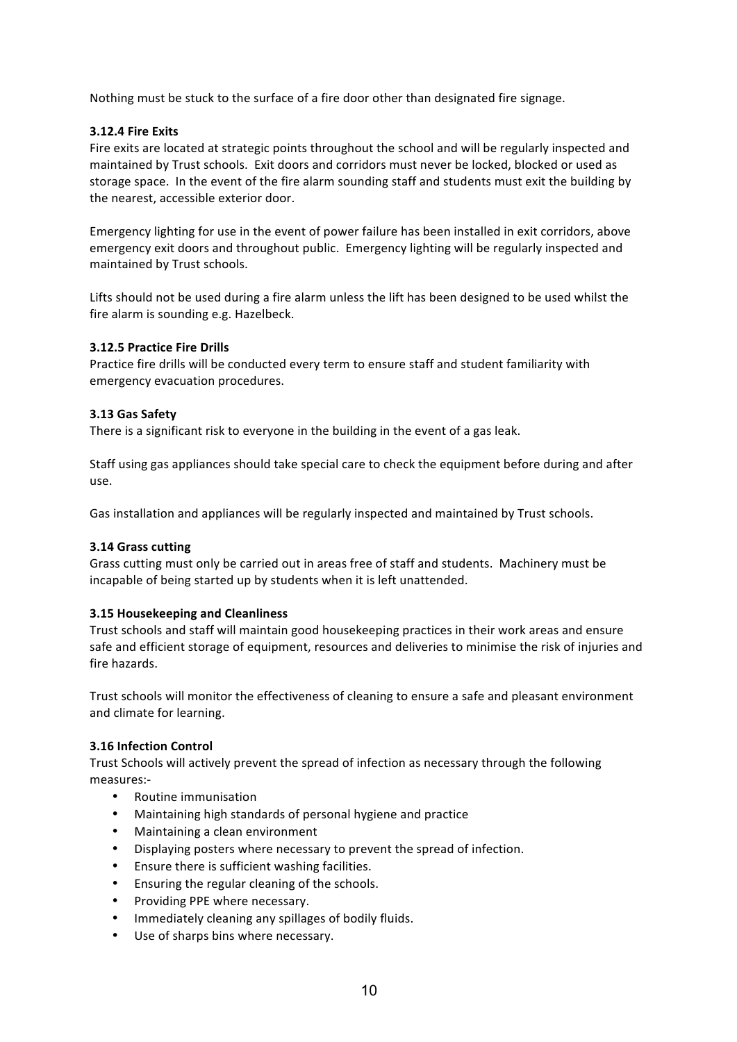Nothing must be stuck to the surface of a fire door other than designated fire signage.

#### 3.12.4 Fire Exits

Fire exits are located at strategic points throughout the school and will be regularly inspected and maintained by Trust schools. Exit doors and corridors must never be locked, blocked or used as storage space. In the event of the fire alarm sounding staff and students must exit the building by the nearest, accessible exterior door.

Emergency lighting for use in the event of power failure has been installed in exit corridors, above emergency exit doors and throughout public. Emergency lighting will be regularly inspected and maintained by Trust schools.

Lifts should not be used during a fire alarm unless the lift has been designed to be used whilst the fire alarm is sounding e.g. Hazelbeck.

#### 3.12.5 Practice Fire Drills

Practice fire drills will be conducted every term to ensure staff and student familiarity with emergency evacuation procedures.

### 3.13 Gas Safety

There is a significant risk to everyone in the building in the event of a gas leak.

Staff using gas appliances should take special care to check the equipment before during and after use.

Gas installation and appliances will be regularly inspected and maintained by Trust schools.

### 3.14 Grass cutting

Grass cutting must only be carried out in areas free of staff and students. Machinery must be incapable of being started up by students when it is left unattended.

### 3.15 Housekeeping and Cleanliness

Trust schools and staff will maintain good housekeeping practices in their work areas and ensure safe and efficient storage of equipment, resources and deliveries to minimise the risk of injuries and fire hazards.

Trust schools will monitor the effectiveness of cleaning to ensure a safe and pleasant environment and climate for learning.

### 3.16 Infection Control

Trust Schools will actively prevent the spread of infection as necessary through the following measures:-

- Routine immunisation
- Maintaining high standards of personal hygiene and practice
- Maintaining a clean environment
- Displaying posters where necessary to prevent the spread of infection.
- Ensure there is sufficient washing facilities.
- Ensuring the regular cleaning of the schools.
- Providing PPE where necessary.
- Immediately cleaning any spillages of bodily fluids.
- Use of sharps bins where necessary.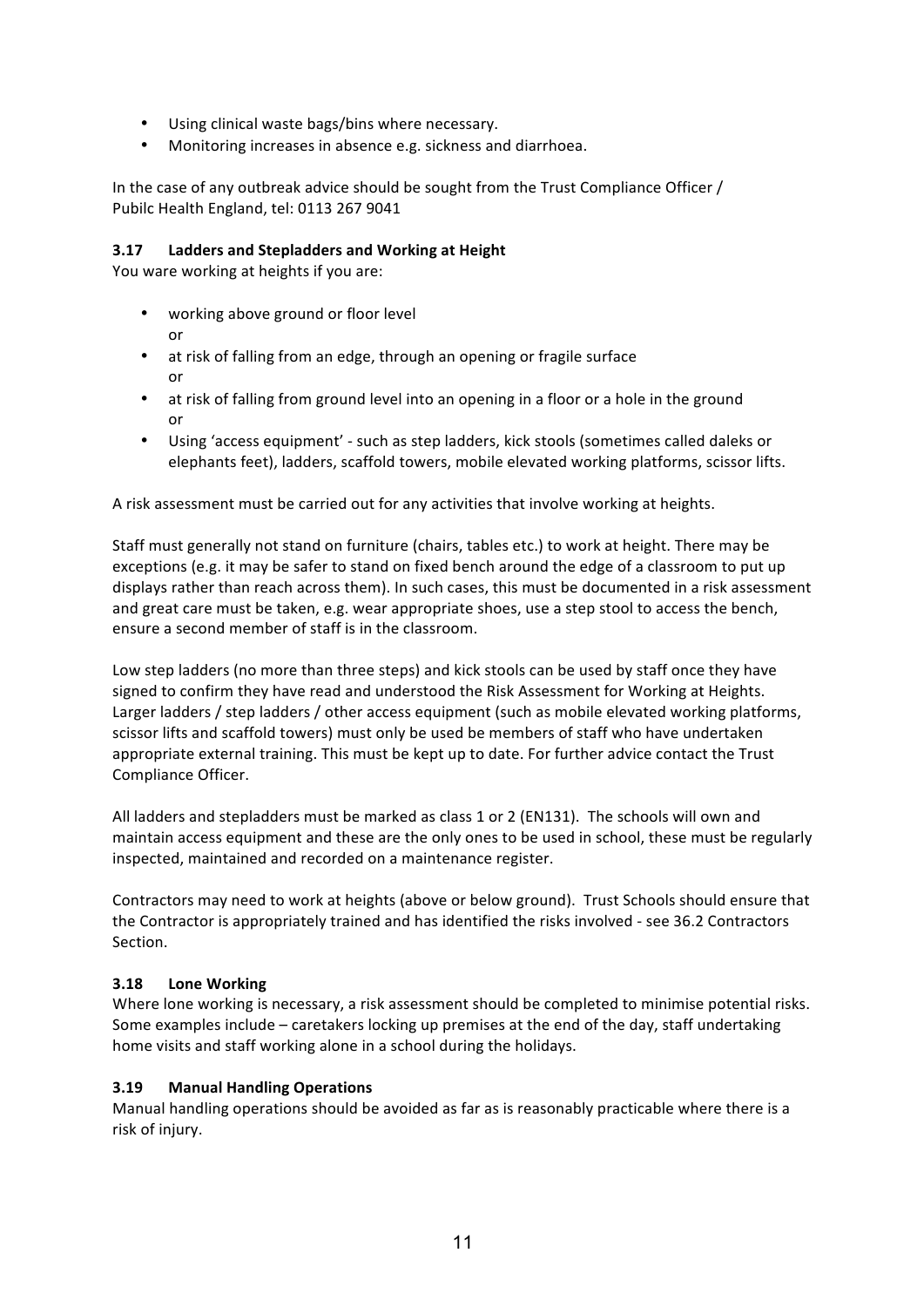- Using clinical waste bags/bins where necessary.
- Monitoring increases in absence e.g. sickness and diarrhoea.

In the case of any outbreak advice should be sought from the Trust Compliance Officer / Pubilc Health England, tel: 0113 267 9041

### 3.17 Ladders and Stepladders and Working at Height

You ware working at heights if you are:

- working above ground or floor level  
  or
- at risk of falling from an edge, through an opening or fragile surface  
  or
- at risk of falling from ground level into an opening in a floor or a hole in the ground  
  or
- Using 'access equipment' - such as step ladders, kick stools (sometimes called daleks or elephants feet), ladders, scaffold towers, mobile elevated working platforms, scissor lifts.

A risk assessment must be carried out for any activities that involve working at heights.

Staff must generally not stand on furniture (chairs, tables etc.) to work at height. There may be exceptions (e.g. it may be safer to stand on fixed bench around the edge of a classroom to put up displays rather than reach across them). In such cases, this must be documented in a risk assessment and great care must be taken, e.g. wear appropriate shoes, use a step stool to access the bench, ensure a second member of staff is in the classroom.

Low step ladders (no more than three steps) and kick stools can be used by staff once they have signed to confirm they have read and understood the Risk Assessment for Working at Heights. Larger ladders / step ladders / other access equipment (such as mobile elevated working platforms, scissor lifts and scaffold towers) must only be used be members of staff who have undertaken appropriate external training. This must be kept up to date. For further advice contact the Trust Compliance Officer.

All ladders and stepladders must be marked as class 1 or 2 (EN131). The schools will own and maintain access equipment and these are the only ones to be used in school, these must be regularly inspected, maintained and recorded on a maintenance register.

Contractors may need to work at heights (above or below ground). Trust Schools should ensure that the Contractor is appropriately trained and has identified the risks involved - see 36.2 Contractors Section.

### 3.18 Lone Working

Where lone working is necessary, a risk assessment should be completed to minimise potential risks. Some examples include – caretakers locking up premises at the end of the day, staff undertaking home visits and staff working alone in a school during the holidays.

### 3.19 Manual Handling Operations

Manual handling operations should be avoided as far as is reasonably practicable where there is a risk of injury.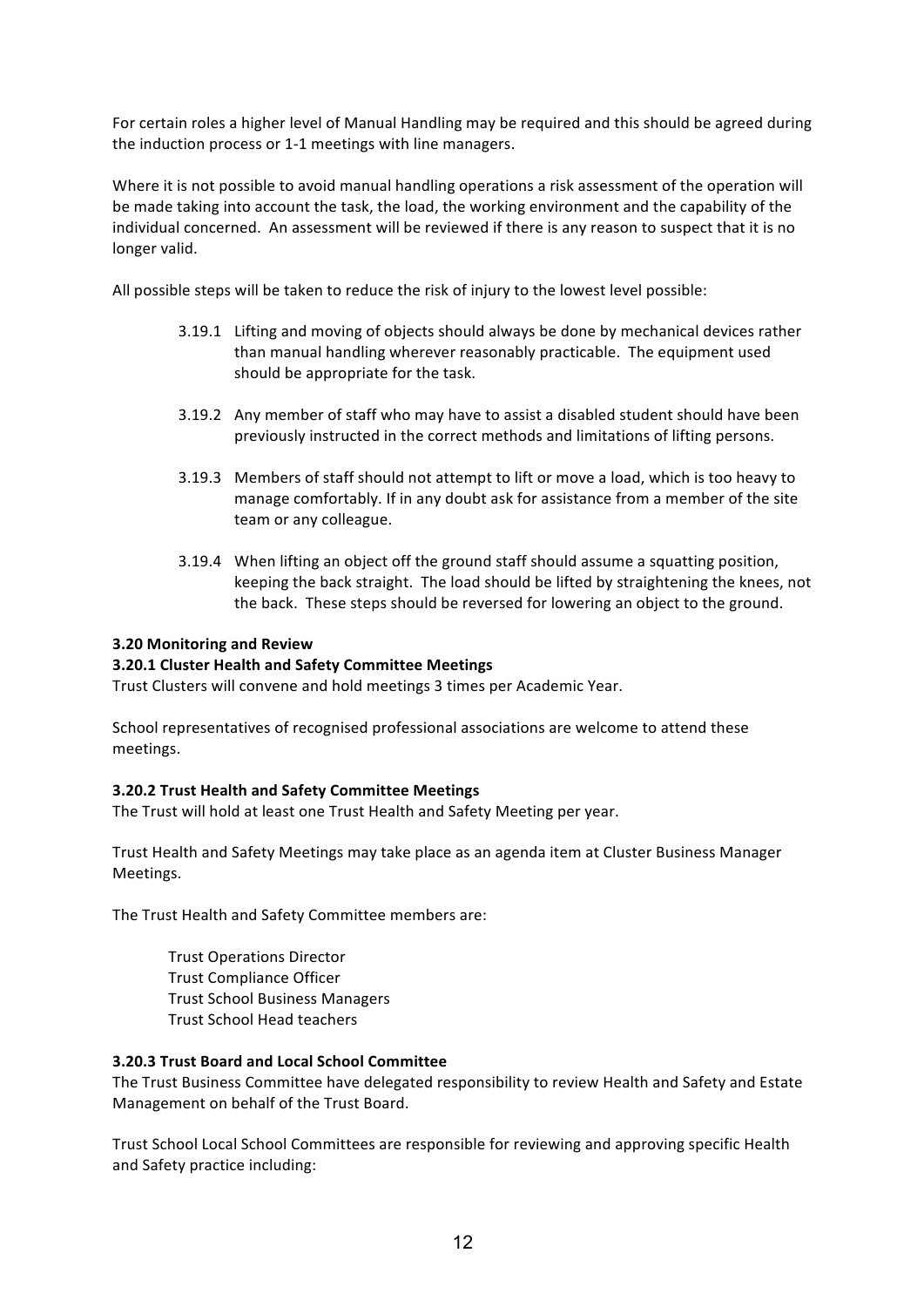For certain roles a higher level of Manual Handling may be required and this should be agreed during the induction process or 1-1 meetings with line managers.

Where it is not possible to avoid manual handling operations a risk assessment of the operation will be made taking into account the task, the load, the working environment and the capability of the individual concerned. An assessment will be reviewed if there is any reason to suspect that it is no longer valid.

All possible steps will be taken to reduce the risk of injury to the lowest level possible:

3.19.1 Lifting and moving of objects should always be done by mechanical devices rather than manual handling wherever reasonably practicable. The equipment used should be appropriate for the task.

3.19.2 Any member of staff who may have to assist a disabled student should have been previously instructed in the correct methods and limitations of lifting persons.

3.19.3 Members of staff should not attempt to lift or move a load, which is too heavy to manage comfortably. If in any doubt ask for assistance from a member of the site team or any colleague.

3.19.4 When lifting an object off the ground staff should assume a squatting position, keeping the back straight. The load should be lifted by straightening the knees, not the back. These steps should be reversed for lowering an object to the ground.

### 3.20 Monitoring and Review

#### 3.20.1 Cluster Health and Safety Committee Meetings

Trust Clusters will convene and hold meetings 3 times per Academic Year.

School representatives of recognised professional associations are welcome to attend these meetings.

#### 3.20.2 Trust Health and Safety Committee Meetings

The Trust will hold at least one Trust Health and Safety Meeting per year.

Trust Health and Safety Meetings may take place as an agenda item at Cluster Business Manager Meetings.

The Trust Health and Safety Committee members are:

Trust Operations Director
Trust Compliance Officer
Trust School Business Managers
Trust School Head teachers

#### 3.20.3 Trust Board and Local School Committee

The Trust Business Committee have delegated responsibility to review Health and Safety and Estate Management on behalf of the Trust Board.

Trust School Local School Committees are responsible for reviewing and approving specific Health and Safety practice including: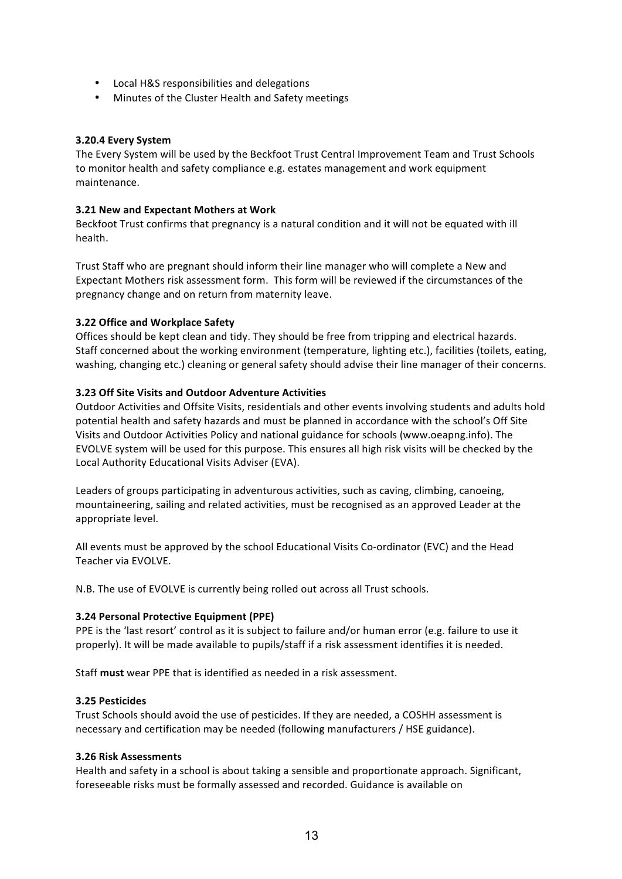- Local H&S responsibilities and delegations
- Minutes of the Cluster Health and Safety meetings

**3.20.4 Every System**

The Every System will be used by the Beckfoot Trust Central Improvement Team and Trust Schools to monitor health and safety compliance e.g. estates management and work equipment maintenance.

**3.21 New and Expectant Mothers at Work**

Beckfoot Trust confirms that pregnancy is a natural condition and it will not be equated with ill health.

Trust Staff who are pregnant should inform their line manager who will complete a New and Expectant Mothers risk assessment form. This form will be reviewed if the circumstances of the pregnancy change and on return from maternity leave.

**3.22 Office and Workplace Safety**

Offices should be kept clean and tidy. They should be free from tripping and electrical hazards. Staff concerned about the working environment (temperature, lighting etc.), facilities (toilets, eating, washing, changing etc.) cleaning or general safety should advise their line manager of their concerns.

**3.23 Off Site Visits and Outdoor Adventure Activities**

Outdoor Activities and Offsite Visits, residentials and other events involving students and adults hold potential health and safety hazards and must be planned in accordance with the school's Off Site Visits and Outdoor Activities Policy and national guidance for schools (www.oeapng.info). The EVOLVE system will be used for this purpose. This ensures all high risk visits will be checked by the Local Authority Educational Visits Adviser (EVA).

Leaders of groups participating in adventurous activities, such as caving, climbing, canoeing, mountaineering, sailing and related activities, must be recognised as an approved Leader at the appropriate level.

All events must be approved by the school Educational Visits Co-ordinator (EVC) and the Head Teacher via EVOLVE.

N.B. The use of EVOLVE is currently being rolled out across all Trust schools.

**3.24 Personal Protective Equipment (PPE)**

PPE is the 'last resort' control as it is subject to failure and/or human error (e.g. failure to use it properly). It will be made available to pupils/staff if a risk assessment identifies it is needed.

Staff **must** wear PPE that is identified as needed in a risk assessment.

**3.25 Pesticides**

Trust Schools should avoid the use of pesticides. If they are needed, a COSHH assessment is necessary and certification may be needed (following manufacturers / HSE guidance).

**3.26 Risk Assessments**

Health and safety in a school is about taking a sensible and proportionate approach. Significant, foreseeable risks must be formally assessed and recorded. Guidance is available on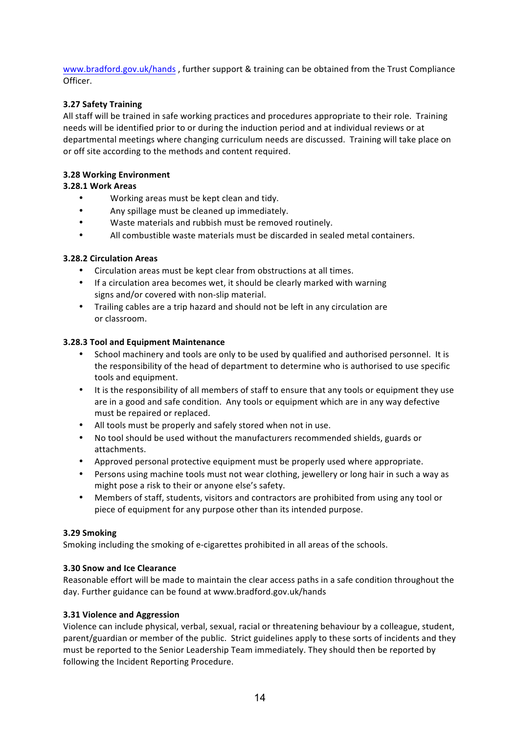www.bradford.gov.uk/hands , further support & training can be obtained from the Trust Compliance Officer.

### 3.27 Safety Training

All staff will be trained in safe working practices and procedures appropriate to their role. Training needs will be identified prior to or during the induction period and at individual reviews or at departmental meetings where changing curriculum needs are discussed. Training will take place on or off site according to the methods and content required.

### 3.28 Working Environment

#### 3.28.1 Work Areas

- Working areas must be kept clean and tidy.
- Any spillage must be cleaned up immediately.
- Waste materials and rubbish must be removed routinely.
- All combustible waste materials must be discarded in sealed metal containers.

#### 3.28.2 Circulation Areas

- Circulation areas must be kept clear from obstructions at all times.
- If a circulation area becomes wet, it should be clearly marked with warning signs and/or covered with non-slip material.
- Trailing cables are a trip hazard and should not be left in any circulation are or classroom.

#### 3.28.3 Tool and Equipment Maintenance

- School machinery and tools are only to be used by qualified and authorised personnel. It is the responsibility of the head of department to determine who is authorised to use specific tools and equipment.
- It is the responsibility of all members of staff to ensure that any tools or equipment they use are in a good and safe condition. Any tools or equipment which are in any way defective must be repaired or replaced.
- All tools must be properly and safely stored when not in use.
- No tool should be used without the manufacturers recommended shields, guards or attachments.
- Approved personal protective equipment must be properly used where appropriate.
- Persons using machine tools must not wear clothing, jewellery or long hair in such a way as might pose a risk to their or anyone else's safety.
- Members of staff, students, visitors and contractors are prohibited from using any tool or piece of equipment for any purpose other than its intended purpose.

### 3.29 Smoking

Smoking including the smoking of e-cigarettes prohibited in all areas of the schools.

### 3.30 Snow and Ice Clearance

Reasonable effort will be made to maintain the clear access paths in a safe condition throughout the day. Further guidance can be found at www.bradford.gov.uk/hands

### 3.31 Violence and Aggression

Violence can include physical, verbal, sexual, racial or threatening behaviour by a colleague, student, parent/guardian or member of the public. Strict guidelines apply to these sorts of incidents and they must be reported to the Senior Leadership Team immediately. They should then be reported by following the Incident Reporting Procedure.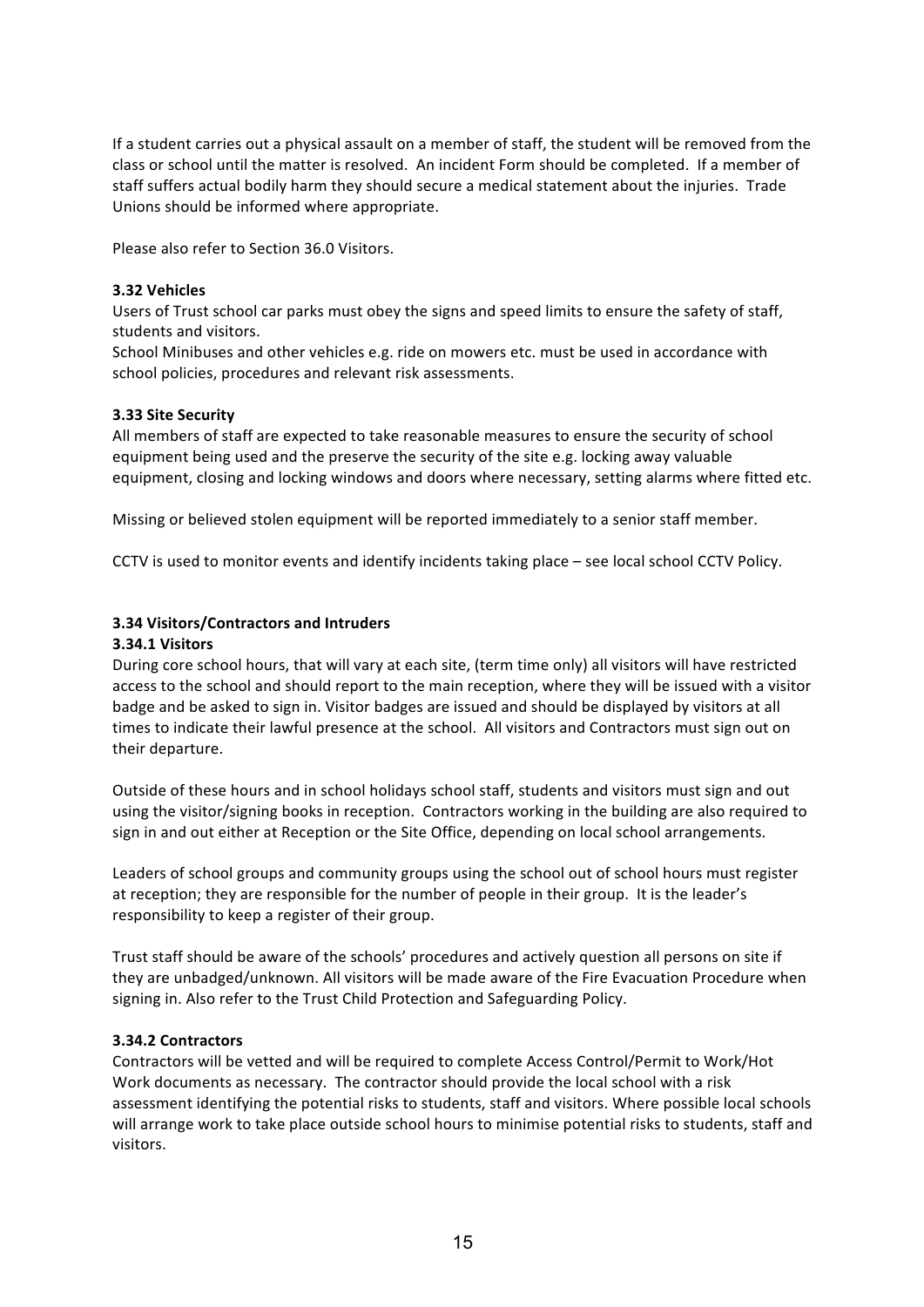If a student carries out a physical assault on a member of staff, the student will be removed from the class or school until the matter is resolved. An incident Form should be completed. If a member of staff suffers actual bodily harm they should secure a medical statement about the injuries. Trade Unions should be informed where appropriate.

Please also refer to Section 36.0 Visitors.

**3.32 Vehicles**

Users of Trust school car parks must obey the signs and speed limits to ensure the safety of staff, students and visitors.

School Minibuses and other vehicles e.g. ride on mowers etc. must be used in accordance with school policies, procedures and relevant risk assessments.

**3.33 Site Security**

All members of staff are expected to take reasonable measures to ensure the security of school equipment being used and the preserve the security of the site e.g. locking away valuable equipment, closing and locking windows and doors where necessary, setting alarms where fitted etc.

Missing or believed stolen equipment will be reported immediately to a senior staff member.

CCTV is used to monitor events and identify incidents taking place – see local school CCTV Policy.

**3.34 Visitors/Contractors and Intruders**

**3.34.1 Visitors**

During core school hours, that will vary at each site, (term time only) all visitors will have restricted access to the school and should report to the main reception, where they will be issued with a visitor badge and be asked to sign in. Visitor badges are issued and should be displayed by visitors at all times to indicate their lawful presence at the school. All visitors and Contractors must sign out on their departure.

Outside of these hours and in school holidays school staff, students and visitors must sign and out using the visitor/signing books in reception. Contractors working in the building are also required to sign in and out either at Reception or the Site Office, depending on local school arrangements.

Leaders of school groups and community groups using the school out of school hours must register at reception; they are responsible for the number of people in their group. It is the leader's responsibility to keep a register of their group.

Trust staff should be aware of the schools' procedures and actively question all persons on site if they are unbadged/unknown. All visitors will be made aware of the Fire Evacuation Procedure when signing in. Also refer to the Trust Child Protection and Safeguarding Policy.

**3.34.2 Contractors**

Contractors will be vetted and will be required to complete Access Control/Permit to Work/Hot Work documents as necessary. The contractor should provide the local school with a risk assessment identifying the potential risks to students, staff and visitors. Where possible local schools will arrange work to take place outside school hours to minimise potential risks to students, staff and visitors.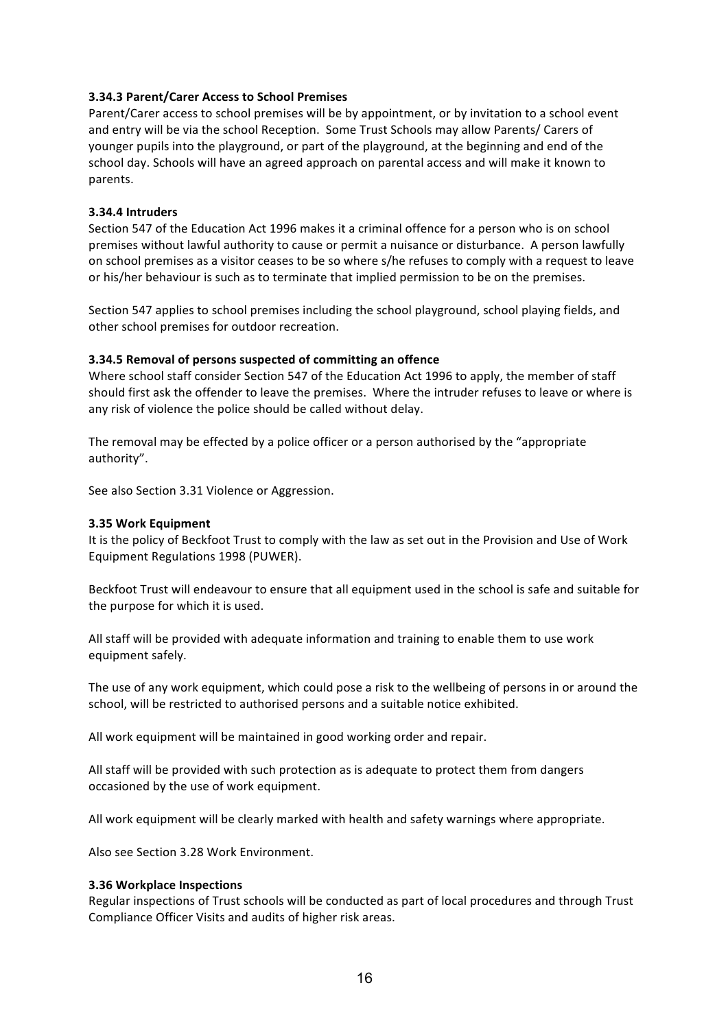**3.34.3 Parent/Carer Access to School Premises**

Parent/Carer access to school premises will be by appointment, or by invitation to a school event and entry will be via the school Reception. Some Trust Schools may allow Parents/ Carers of younger pupils into the playground, or part of the playground, at the beginning and end of the school day. Schools will have an agreed approach on parental access and will make it known to parents.

**3.34.4 Intruders**

Section 547 of the Education Act 1996 makes it a criminal offence for a person who is on school premises without lawful authority to cause or permit a nuisance or disturbance. A person lawfully on school premises as a visitor ceases to be so where s/he refuses to comply with a request to leave or his/her behaviour is such as to terminate that implied permission to be on the premises.

Section 547 applies to school premises including the school playground, school playing fields, and other school premises for outdoor recreation.

**3.34.5 Removal of persons suspected of committing an offence**

Where school staff consider Section 547 of the Education Act 1996 to apply, the member of staff should first ask the offender to leave the premises. Where the intruder refuses to leave or where is any risk of violence the police should be called without delay.

The removal may be effected by a police officer or a person authorised by the "appropriate authority".

See also Section 3.31 Violence or Aggression.

**3.35 Work Equipment**

It is the policy of Beckfoot Trust to comply with the law as set out in the Provision and Use of Work Equipment Regulations 1998 (PUWER).

Beckfoot Trust will endeavour to ensure that all equipment used in the school is safe and suitable for the purpose for which it is used.

All staff will be provided with adequate information and training to enable them to use work equipment safely.

The use of any work equipment, which could pose a risk to the wellbeing of persons in or around the school, will be restricted to authorised persons and a suitable notice exhibited.

All work equipment will be maintained in good working order and repair.

All staff will be provided with such protection as is adequate to protect them from dangers occasioned by the use of work equipment.

All work equipment will be clearly marked with health and safety warnings where appropriate.

Also see Section 3.28 Work Environment.

**3.36 Workplace Inspections**

Regular inspections of Trust schools will be conducted as part of local procedures and through Trust Compliance Officer Visits and audits of higher risk areas.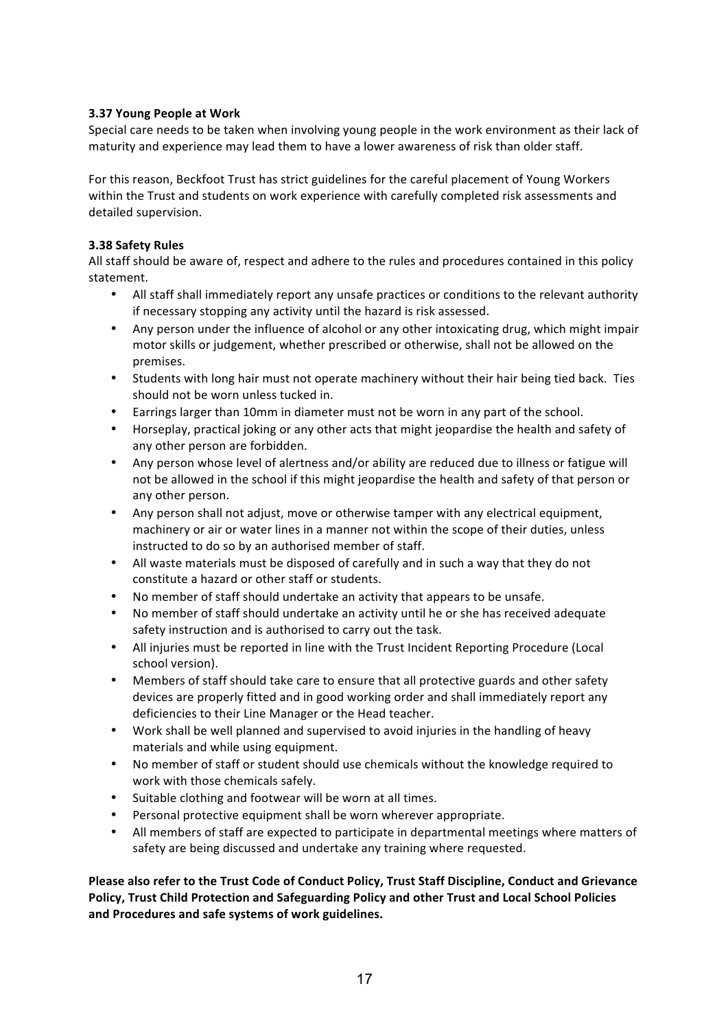### 3.37 Young People at Work

Special care needs to be taken when involving young people in the work environment as their lack of maturity and experience may lead them to have a lower awareness of risk than older staff.

For this reason, Beckfoot Trust has strict guidelines for the careful placement of Young Workers within the Trust and students on work experience with carefully completed risk assessments and detailed supervision.

### 3.38 Safety Rules

All staff should be aware of, respect and adhere to the rules and procedures contained in this policy statement.

- All staff shall immediately report any unsafe practices or conditions to the relevant authority if necessary stopping any activity until the hazard is risk assessed.
- Any person under the influence of alcohol or any other intoxicating drug, which might impair motor skills or judgement, whether prescribed or otherwise, shall not be allowed on the premises.
- Students with long hair must not operate machinery without their hair being tied back. Ties should not be worn unless tucked in.
- Earrings larger than 10mm in diameter must not be worn in any part of the school.
- Horseplay, practical joking or any other acts that might jeopardise the health and safety of any other person are forbidden.
- Any person whose level of alertness and/or ability are reduced due to illness or fatigue will not be allowed in the school if this might jeopardise the health and safety of that person or any other person.
- Any person shall not adjust, move or otherwise tamper with any electrical equipment, machinery or air or water lines in a manner not within the scope of their duties, unless instructed to do so by an authorised member of staff.
- All waste materials must be disposed of carefully and in such a way that they do not constitute a hazard or other staff or students.
- No member of staff should undertake an activity that appears to be unsafe.
- No member of staff should undertake an activity until he or she has received adequate safety instruction and is authorised to carry out the task.
- All injuries must be reported in line with the Trust Incident Reporting Procedure (Local school version).
- Members of staff should take care to ensure that all protective guards and other safety devices are properly fitted and in good working order and shall immediately report any deficiencies to their Line Manager or the Head teacher.
- Work shall be well planned and supervised to avoid injuries in the handling of heavy materials and while using equipment.
- No member of staff or student should use chemicals without the knowledge required to work with those chemicals safely.
- Suitable clothing and footwear will be worn at all times.
- Personal protective equipment shall be worn wherever appropriate.
- All members of staff are expected to participate in departmental meetings where matters of safety are being discussed and undertake any training where requested.

**Please also refer to the Trust Code of Conduct Policy, Trust Staff Discipline, Conduct and Grievance Policy, Trust Child Protection and Safeguarding Policy and other Trust and Local School Policies and Procedures and safe systems of work guidelines.**